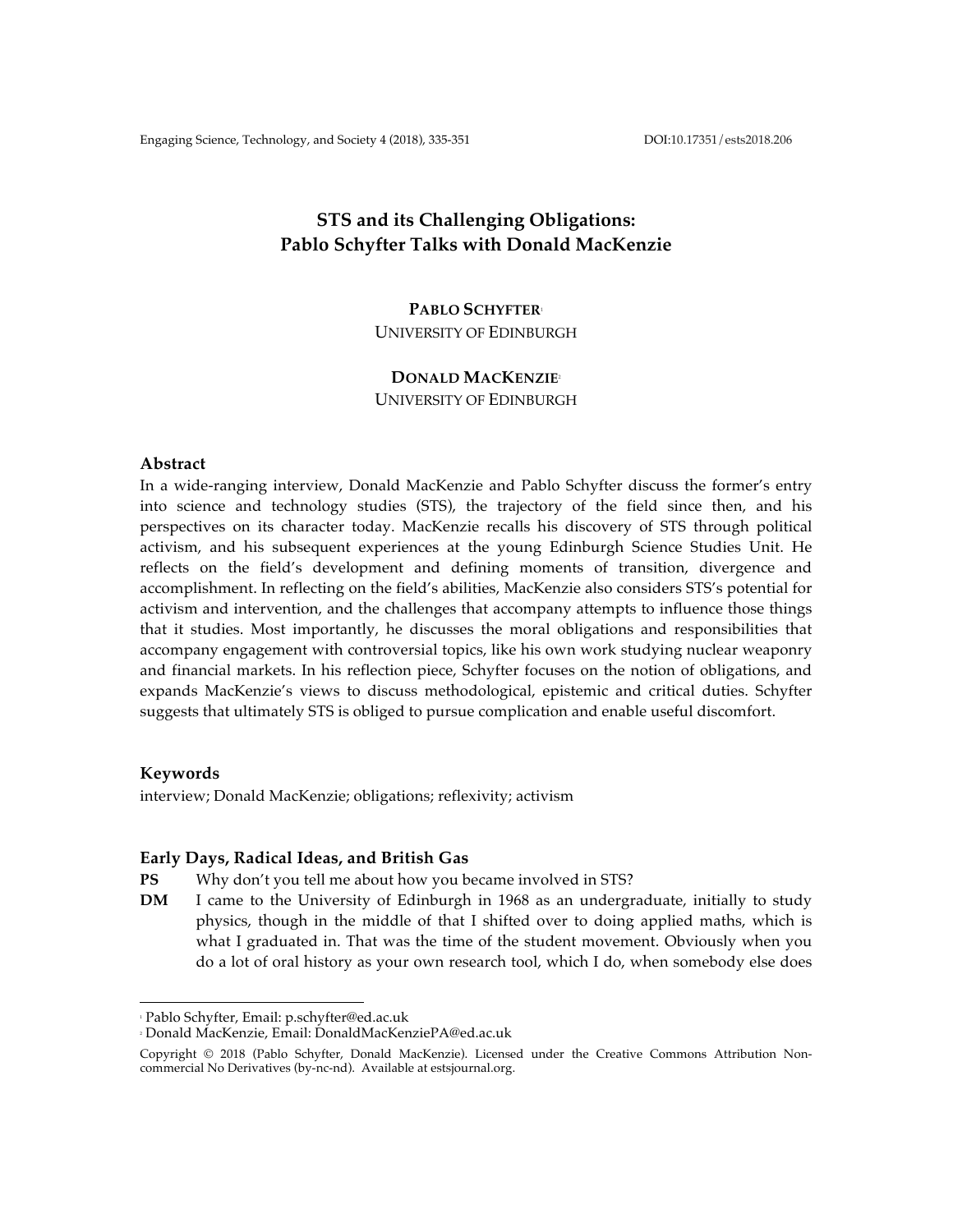# STS and its Challenging Obligations: Pablo Schyfter Talks with Donald MacKenzie

**PABLO SCHYFTER**[1]
UNIVERSITY OF EDINBURGH

**DONALD MACKENZIE**[2]
UNIVERSITY OF EDINBURGH

## Abstract

In a wide-ranging interview, Donald MacKenzie and Pablo Schyfter discuss the former's entry into science and technology studies (STS), the trajectory of the field since then, and his perspectives on its character today. MacKenzie recalls his discovery of STS through political activism, and his subsequent experiences at the young Edinburgh Science Studies Unit. He reflects on the field's development and defining moments of transition, divergence and accomplishment. In reflecting on the field's abilities, MacKenzie also considers STS's potential for activism and intervention, and the challenges that accompany attempts to influence those things that it studies. Most importantly, he discusses the moral obligations and responsibilities that accompany engagement with controversial topics, like his own work studying nuclear weaponry and financial markets. In his reflection piece, Schyfter focuses on the notion of obligations, and expands MacKenzie's views to discuss methodological, epistemic and critical duties. Schyfter suggests that ultimately STS is obliged to pursue complication and enable useful discomfort.

## Keywords

interview; Donald MacKenzie; obligations; reflexivity; activism

## Early Days, Radical Ideas, and British Gas

**PS** Why don't you tell me about how you became involved in STS?

**DM** I came to the University of Edinburgh in 1968 as an undergraduate, initially to study physics, though in the middle of that I shifted over to doing applied maths, which is what I graduated in. That was the time of the student movement. Obviously when you do a lot of oral history as your own research tool, which I do, when somebody else does

[1] Pablo Schyfter, Email: p.schyfter@ed.ac.uk

[2] Donald MacKenzie, Email: DonaldMacKenziePA@ed.ac.uk

Copyright © 2018 (Pablo Schyfter, Donald MacKenzie). Licensed under the Creative Commons Attribution Non-commercial No Derivatives (by-nc-nd). Available at estsjournal.org.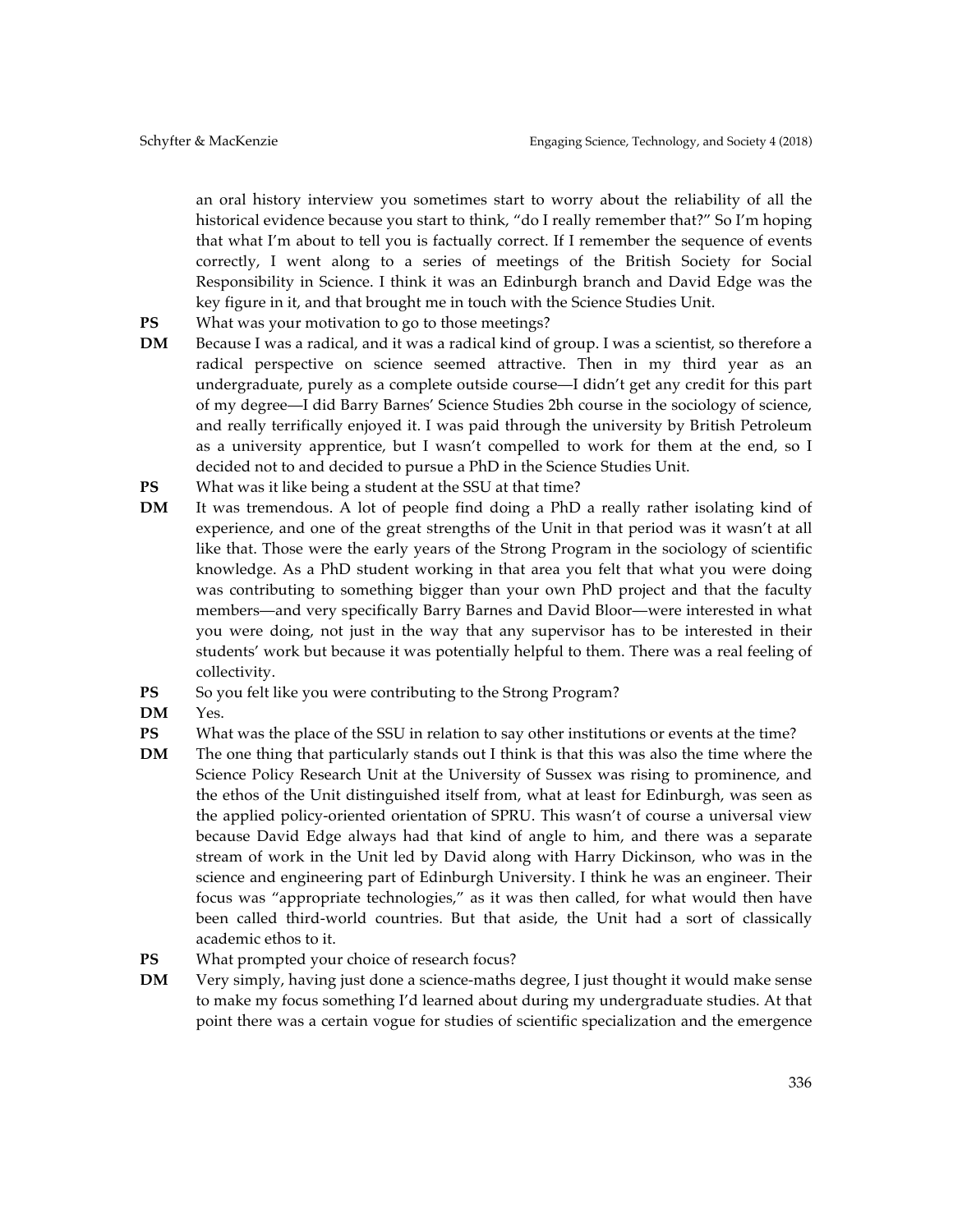an oral history interview you sometimes start to worry about the reliability of all the historical evidence because you start to think, "do I really remember that?" So I'm hoping that what I'm about to tell you is factually correct. If I remember the sequence of events correctly, I went along to a series of meetings of the British Society for Social Responsibility in Science. I think it was an Edinburgh branch and David Edge was the key figure in it, and that brought me in touch with the Science Studies Unit.

**PS** What was your motivation to go to those meetings?

**DM** Because I was a radical, and it was a radical kind of group. I was a scientist, so therefore a radical perspective on science seemed attractive. Then in my third year as an undergraduate, purely as a complete outside course—I didn't get any credit for this part of my degree—I did Barry Barnes' Science Studies 2bh course in the sociology of science, and really terrifically enjoyed it. I was paid through the university by British Petroleum as a university apprentice, but I wasn't compelled to work for them at the end, so I decided not to and decided to pursue a PhD in the Science Studies Unit.

**PS** What was it like being a student at the SSU at that time?

**DM** It was tremendous. A lot of people find doing a PhD a really rather isolating kind of experience, and one of the great strengths of the Unit in that period was it wasn't at all like that. Those were the early years of the Strong Program in the sociology of scientific knowledge. As a PhD student working in that area you felt that what you were doing was contributing to something bigger than your own PhD project and that the faculty members—and very specifically Barry Barnes and David Bloor—were interested in what you were doing, not just in the way that any supervisor has to be interested in their students' work but because it was potentially helpful to them. There was a real feeling of collectivity.

**PS** So you felt like you were contributing to the Strong Program?

**DM** Yes.

**PS** What was the place of the SSU in relation to say other institutions or events at the time?

**DM** The one thing that particularly stands out I think is that this was also the time where the Science Policy Research Unit at the University of Sussex was rising to prominence, and the ethos of the Unit distinguished itself from, what at least for Edinburgh, was seen as the applied policy-oriented orientation of SPRU. This wasn't of course a universal view because David Edge always had that kind of angle to him, and there was a separate stream of work in the Unit led by David along with Harry Dickinson, who was in the science and engineering part of Edinburgh University. I think he was an engineer. Their focus was "appropriate technologies," as it was then called, for what would then have been called third-world countries. But that aside, the Unit had a sort of classically academic ethos to it.

**PS** What prompted your choice of research focus?

**DM** Very simply, having just done a science-maths degree, I just thought it would make sense to make my focus something I'd learned about during my undergraduate studies. At that point there was a certain vogue for studies of scientific specialization and the emergence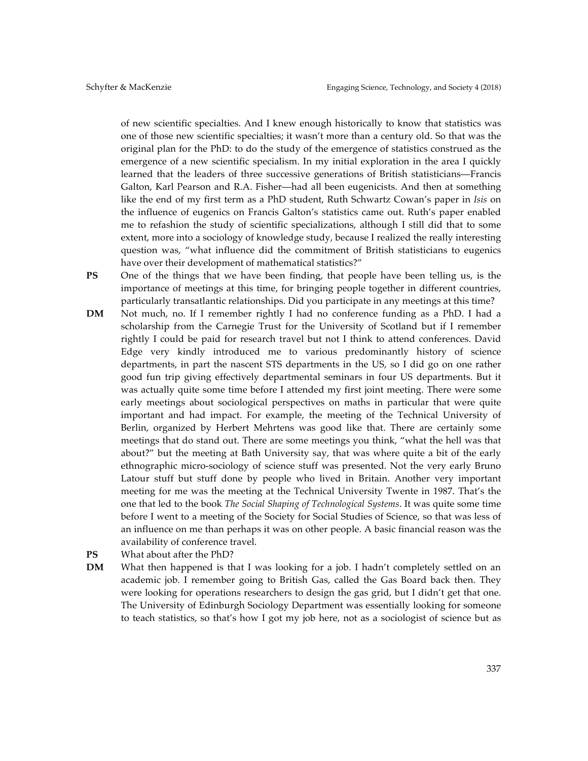of new scientific specialties. And I knew enough historically to know that statistics was one of those new scientific specialties; it wasn't more than a century old. So that was the original plan for the PhD: to do the study of the emergence of statistics construed as the emergence of a new scientific specialism. In my initial exploration in the area I quickly learned that the leaders of three successive generations of British statisticians—Francis Galton, Karl Pearson and R.A. Fisher—had all been eugenicists. And then at something like the end of my first term as a PhD student, Ruth Schwartz Cowan's paper in *Isis* on the influence of eugenics on Francis Galton's statistics came out. Ruth's paper enabled me to refashion the study of scientific specializations, although I still did that to some extent, more into a sociology of knowledge study, because I realized the really interesting question was, "what influence did the commitment of British statisticians to eugenics have over their development of mathematical statistics?"

**PS** One of the things that we have been finding, that people have been telling us, is the importance of meetings at this time, for bringing people together in different countries, particularly transatlantic relationships. Did you participate in any meetings at this time?

**DM** Not much, no. If I remember rightly I had no conference funding as a PhD. I had a scholarship from the Carnegie Trust for the University of Scotland but if I remember rightly I could be paid for research travel but not I think to attend conferences. David Edge very kindly introduced me to various predominantly history of science departments, in part the nascent STS departments in the US, so I did go on one rather good fun trip giving effectively departmental seminars in four US departments. But it was actually quite some time before I attended my first joint meeting. There were some early meetings about sociological perspectives on maths in particular that were quite important and had impact. For example, the meeting of the Technical University of Berlin, organized by Herbert Mehrtens was good like that. There are certainly some meetings that do stand out. There are some meetings you think, "what the hell was that about?" but the meeting at Bath University say, that was where quite a bit of the early ethnographic micro-sociology of science stuff was presented. Not the very early Bruno Latour stuff but stuff done by people who lived in Britain. Another very important meeting for me was the meeting at the Technical University Twente in 1987. That's the one that led to the book *The Social Shaping of Technological Systems*. It was quite some time before I went to a meeting of the Society for Social Studies of Science, so that was less of an influence on me than perhaps it was on other people. A basic financial reason was the availability of conference travel.

**PS** What about after the PhD?

**DM** What then happened is that I was looking for a job. I hadn't completely settled on an academic job. I remember going to British Gas, called the Gas Board back then. They were looking for operations researchers to design the gas grid, but I didn't get that one. The University of Edinburgh Sociology Department was essentially looking for someone to teach statistics, so that's how I got my job here, not as a sociologist of science but as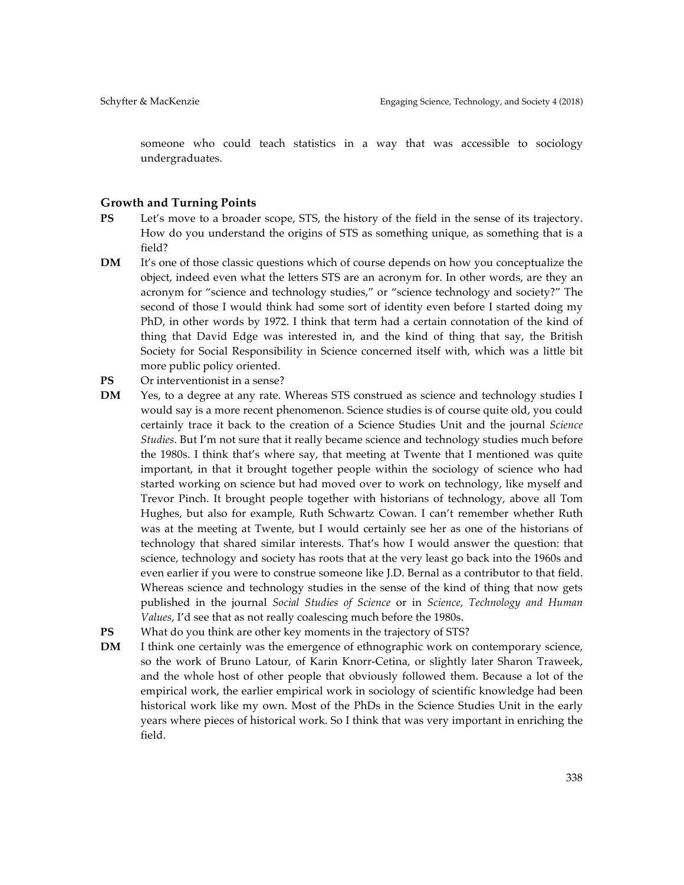someone who could teach statistics in a way that was accessible to sociology undergraduates.

### Growth and Turning Points

**PS** Let's move to a broader scope, STS, the history of the field in the sense of its trajectory. How do you understand the origins of STS as something unique, as something that is a field?

**DM** It's one of those classic questions which of course depends on how you conceptualize the object, indeed even what the letters STS are an acronym for. In other words, are they an acronym for "science and technology studies," or "science technology and society?" The second of those I would think had some sort of identity even before I started doing my PhD, in other words by 1972. I think that term had a certain connotation of the kind of thing that David Edge was interested in, and the kind of thing that say, the British Society for Social Responsibility in Science concerned itself with, which was a little bit more public policy oriented.

**PS** Or interventionist in a sense?

**DM** Yes, to a degree at any rate. Whereas STS construed as science and technology studies I would say is a more recent phenomenon. Science studies is of course quite old, you could certainly trace it back to the creation of a Science Studies Unit and the journal *Science Studies*. But I'm not sure that it really became science and technology studies much before the 1980s. I think that's where say, that meeting at Twente that I mentioned was quite important, in that it brought together people within the sociology of science who had started working on science but had moved over to work on technology, like myself and Trevor Pinch. It brought people together with historians of technology, above all Tom Hughes, but also for example, Ruth Schwartz Cowan. I can't remember whether Ruth was at the meeting at Twente, but I would certainly see her as one of the historians of technology that shared similar interests. That's how I would answer the question: that science, technology and society has roots that at the very least go back into the 1960s and even earlier if you were to construe someone like J.D. Bernal as a contributor to that field. Whereas science and technology studies in the sense of the kind of thing that now gets published in the journal *Social Studies of Science* or in *Science, Technology and Human Values*, I'd see that as not really coalescing much before the 1980s.

**PS** What do you think are other key moments in the trajectory of STS?

**DM** I think one certainly was the emergence of ethnographic work on contemporary science, so the work of Bruno Latour, of Karin Knorr-Cetina, or slightly later Sharon Traweek, and the whole host of other people that obviously followed them. Because a lot of the empirical work, the earlier empirical work in sociology of scientific knowledge had been historical work like my own. Most of the PhDs in the Science Studies Unit in the early years where pieces of historical work. So I think that was very important in enriching the field.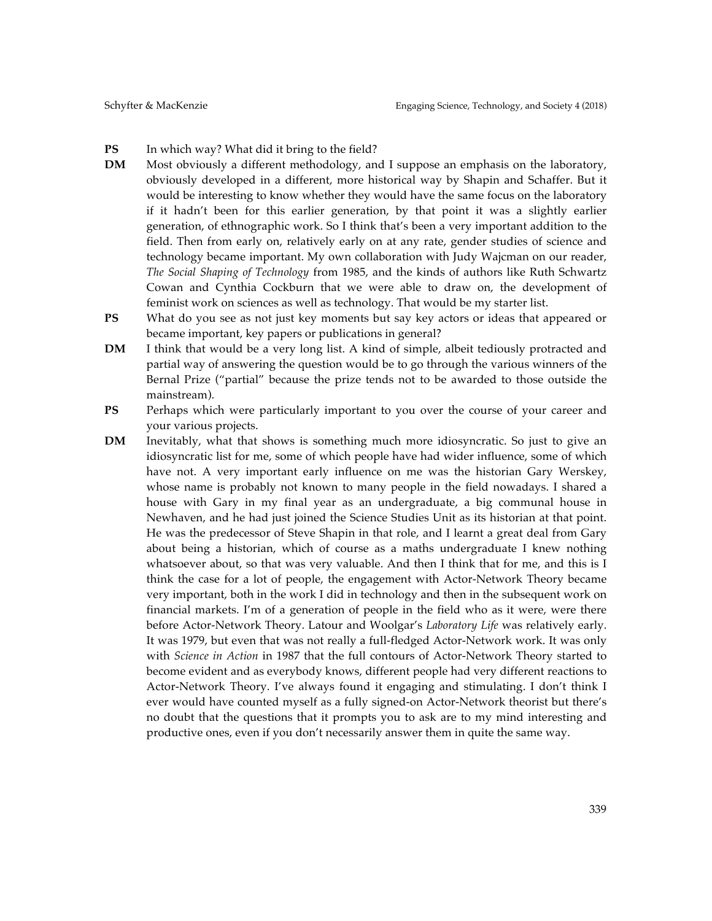**PS** In which way? What did it bring to the field?

**DM** Most obviously a different methodology, and I suppose an emphasis on the laboratory, obviously developed in a different, more historical way by Shapin and Schaffer. But it would be interesting to know whether they would have the same focus on the laboratory if it hadn't been for this earlier generation, by that point it was a slightly earlier generation, of ethnographic work. So I think that's been a very important addition to the field. Then from early on, relatively early on at any rate, gender studies of science and technology became important. My own collaboration with Judy Wajcman on our reader, *The Social Shaping of Technology* from 1985, and the kinds of authors like Ruth Schwartz Cowan and Cynthia Cockburn that we were able to draw on, the development of feminist work on sciences as well as technology. That would be my starter list.

**PS** What do you see as not just key moments but say key actors or ideas that appeared or became important, key papers or publications in general?

**DM** I think that would be a very long list. A kind of simple, albeit tediously protracted and partial way of answering the question would be to go through the various winners of the Bernal Prize ("partial" because the prize tends not to be awarded to those outside the mainstream).

**PS** Perhaps which were particularly important to you over the course of your career and your various projects.

**DM** Inevitably, what that shows is something much more idiosyncratic. So just to give an idiosyncratic list for me, some of which people have had wider influence, some of which have not. A very important early influence on me was the historian Gary Werskey, whose name is probably not known to many people in the field nowadays. I shared a house with Gary in my final year as an undergraduate, a big communal house in Newhaven, and he had just joined the Science Studies Unit as its historian at that point. He was the predecessor of Steve Shapin in that role, and I learnt a great deal from Gary about being a historian, which of course as a maths undergraduate I knew nothing whatsoever about, so that was very valuable. And then I think that for me, and this is I think the case for a lot of people, the engagement with Actor-Network Theory became very important, both in the work I did in technology and then in the subsequent work on financial markets. I'm of a generation of people in the field who as it were, were there before Actor-Network Theory. Latour and Woolgar's *Laboratory Life* was relatively early. It was 1979, but even that was not really a full-fledged Actor-Network work. It was only with *Science in Action* in 1987 that the full contours of Actor-Network Theory started to become evident and as everybody knows, different people had very different reactions to Actor-Network Theory. I've always found it engaging and stimulating. I don't think I ever would have counted myself as a fully signed-on Actor-Network theorist but there's no doubt that the questions that it prompts you to ask are to my mind interesting and productive ones, even if you don't necessarily answer them in quite the same way.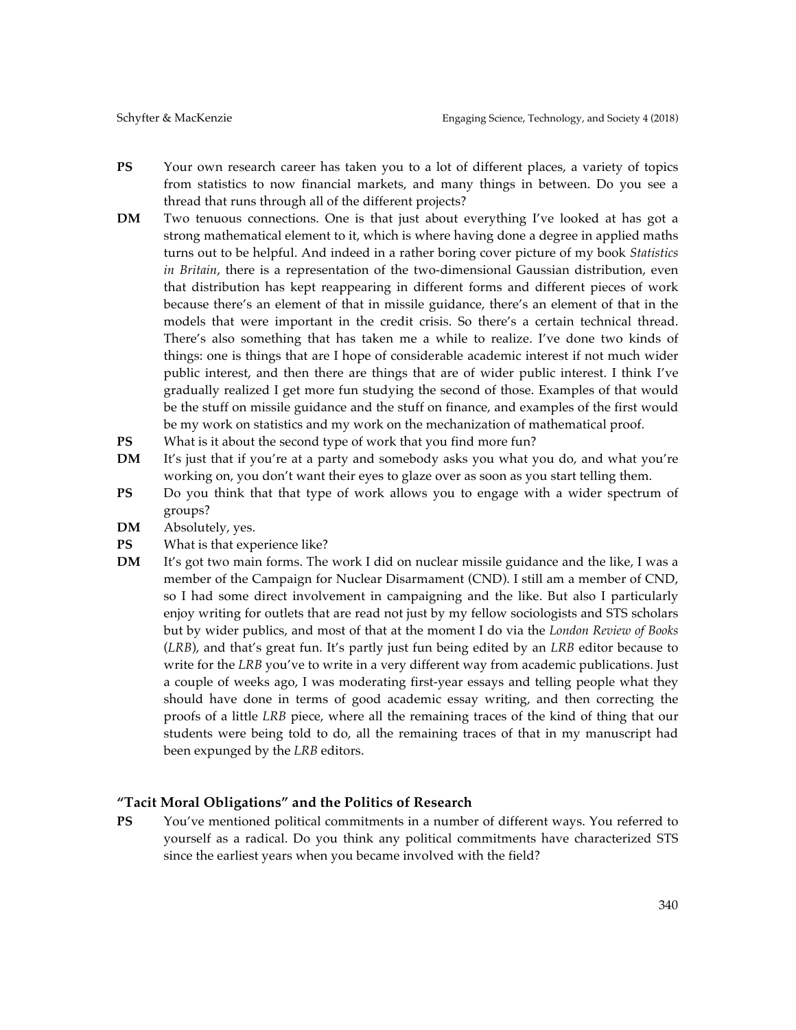**PS** Your own research career has taken you to a lot of different places, a variety of topics from statistics to now financial markets, and many things in between. Do you see a thread that runs through all of the different projects?

**DM** Two tenuous connections. One is that just about everything I've looked at has got a strong mathematical element to it, which is where having done a degree in applied maths turns out to be helpful. And indeed in a rather boring cover picture of my book *Statistics in Britain*, there is a representation of the two-dimensional Gaussian distribution, even that distribution has kept reappearing in different forms and different pieces of work because there's an element of that in missile guidance, there's an element of that in the models that were important in the credit crisis. So there's a certain technical thread. There's also something that has taken me a while to realize. I've done two kinds of things: one is things that are I hope of considerable academic interest if not much wider public interest, and then there are things that are of wider public interest. I think I've gradually realized I get more fun studying the second of those. Examples of that would be the stuff on missile guidance and the stuff on finance, and examples of the first would be my work on statistics and my work on the mechanization of mathematical proof.

**PS** What is it about the second type of work that you find more fun?

**DM** It's just that if you're at a party and somebody asks you what you do, and what you're working on, you don't want their eyes to glaze over as soon as you start telling them.

**PS** Do you think that that type of work allows you to engage with a wider spectrum of groups?

**DM** Absolutely, yes.

**PS** What is that experience like?

**DM** It's got two main forms. The work I did on nuclear missile guidance and the like, I was a member of the Campaign for Nuclear Disarmament (CND). I still am a member of CND, so I had some direct involvement in campaigning and the like. But also I particularly enjoy writing for outlets that are read not just by my fellow sociologists and STS scholars but by wider publics, and most of that at the moment I do via the *London Review of Books* (*LRB*), and that's great fun. It's partly just fun being edited by an *LRB* editor because to write for the *LRB* you've to write in a very different way from academic publications. Just a couple of weeks ago, I was moderating first-year essays and telling people what they should have done in terms of good academic essay writing, and then correcting the proofs of a little *LRB* piece, where all the remaining traces of the kind of thing that our students were being told to do, all the remaining traces of that in my manuscript had been expunged by the *LRB* editors.

## "Tacit Moral Obligations" and the Politics of Research

**PS** You've mentioned political commitments in a number of different ways. You referred to yourself as a radical. Do you think any political commitments have characterized STS since the earliest years when you became involved with the field?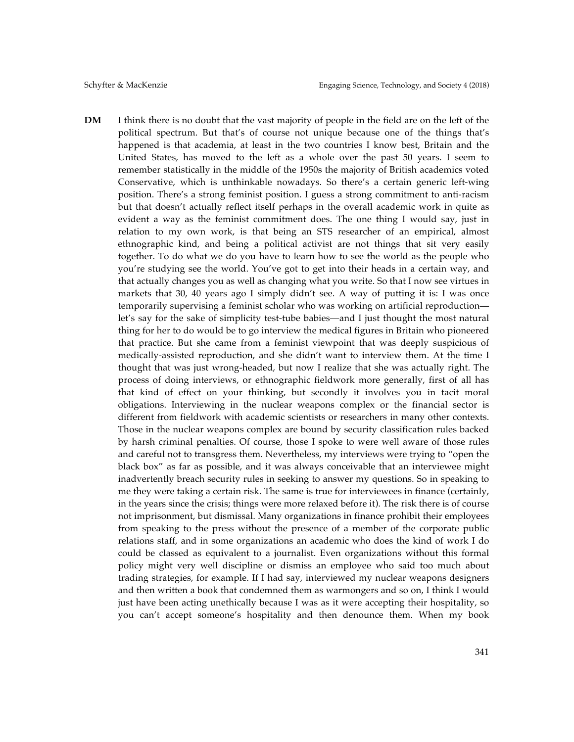**DM** I think there is no doubt that the vast majority of people in the field are on the left of the political spectrum. But that's of course not unique because one of the things that's happened is that academia, at least in the two countries I know best, Britain and the United States, has moved to the left as a whole over the past 50 years. I seem to remember statistically in the middle of the 1950s the majority of British academics voted Conservative, which is unthinkable nowadays. So there's a certain generic left-wing position. There's a strong feminist position. I guess a strong commitment to anti-racism but that doesn't actually reflect itself perhaps in the overall academic work in quite as evident a way as the feminist commitment does. The one thing I would say, just in relation to my own work, is that being an STS researcher of an empirical, almost ethnographic kind, and being a political activist are not things that sit very easily together. To do what we do you have to learn how to see the world as the people who you're studying see the world. You've got to get into their heads in a certain way, and that actually changes you as well as changing what you write. So that I now see virtues in markets that 30, 40 years ago I simply didn't see. A way of putting it is: I was once temporarily supervising a feminist scholar who was working on artificial reproduction—let's say for the sake of simplicity test-tube babies—and I just thought the most natural thing for her to do would be to go interview the medical figures in Britain who pioneered that practice. But she came from a feminist viewpoint that was deeply suspicious of medically-assisted reproduction, and she didn't want to interview them. At the time I thought that was just wrong-headed, but now I realize that she was actually right. The process of doing interviews, or ethnographic fieldwork more generally, first of all has that kind of effect on your thinking, but secondly it involves you in tacit moral obligations. Interviewing in the nuclear weapons complex or the financial sector is different from fieldwork with academic scientists or researchers in many other contexts. Those in the nuclear weapons complex are bound by security classification rules backed by harsh criminal penalties. Of course, those I spoke to were well aware of those rules and careful not to transgress them. Nevertheless, my interviews were trying to "open the black box" as far as possible, and it was always conceivable that an interviewee might inadvertently breach security rules in seeking to answer my questions. So in speaking to me they were taking a certain risk. The same is true for interviewees in finance (certainly, in the years since the crisis; things were more relaxed before it). The risk there is of course not imprisonment, but dismissal. Many organizations in finance prohibit their employees from speaking to the press without the presence of a member of the corporate public relations staff, and in some organizations an academic who does the kind of work I do could be classed as equivalent to a journalist. Even organizations without this formal policy might very well discipline or dismiss an employee who said too much about trading strategies, for example. If I had say, interviewed my nuclear weapons designers and then written a book that condemned them as warmongers and so on, I think I would just have been acting unethically because I was as it were accepting their hospitality, so you can't accept someone's hospitality and then denounce them. When my book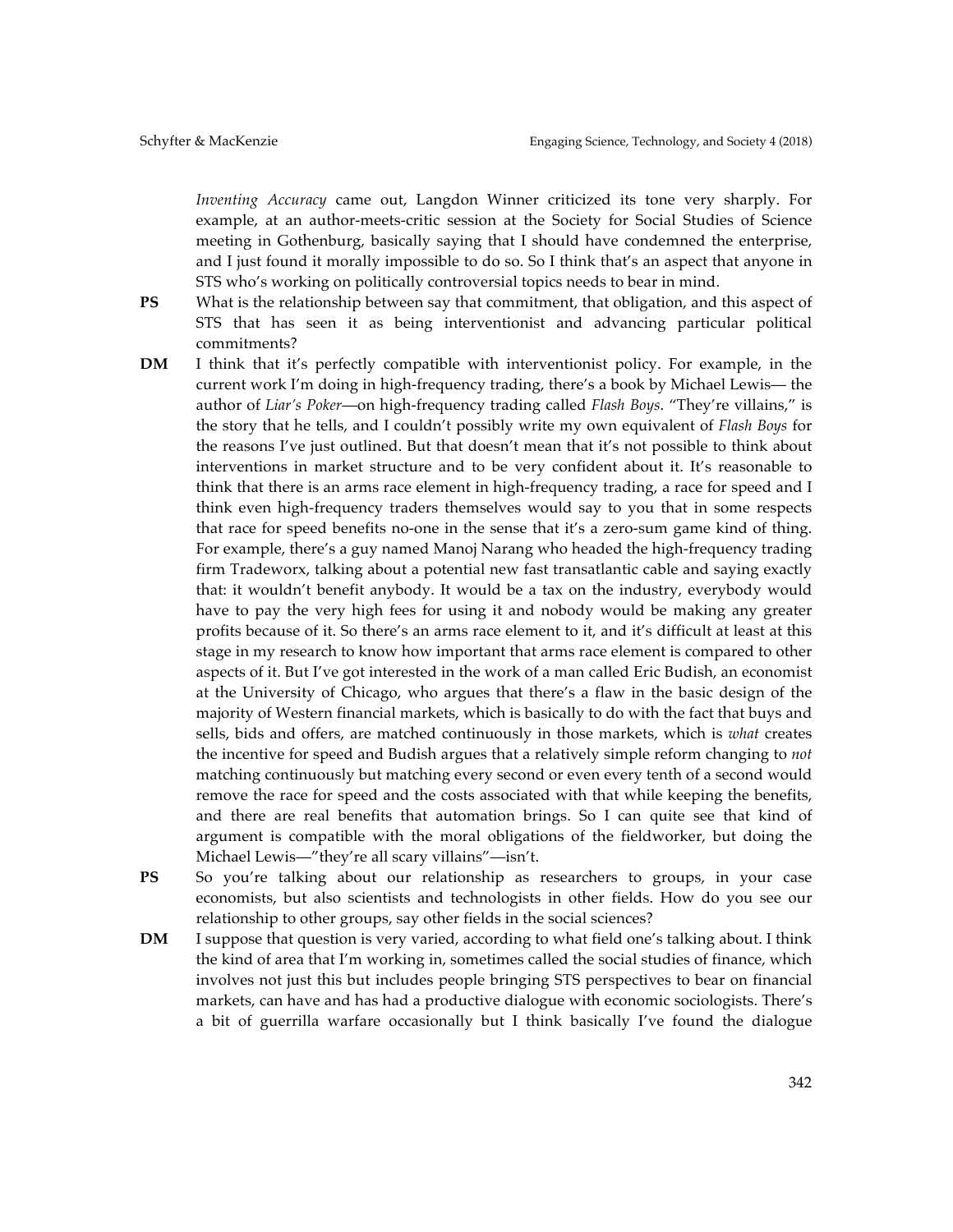*Inventing Accuracy* came out, Langdon Winner criticized its tone very sharply. For example, at an author-meets-critic session at the Society for Social Studies of Science meeting in Gothenburg, basically saying that I should have condemned the enterprise, and I just found it morally impossible to do so. So I think that's an aspect that anyone in STS who's working on politically controversial topics needs to bear in mind.

**PS** What is the relationship between say that commitment, that obligation, and this aspect of STS that has seen it as being interventionist and advancing particular political commitments?

**DM** I think that it's perfectly compatible with interventionist policy. For example, in the current work I'm doing in high-frequency trading, there's a book by Michael Lewis— the author of *Liar's Poker*—on high-frequency trading called *Flash Boys*. "They're villains," is the story that he tells, and I couldn't possibly write my own equivalent of *Flash Boys* for the reasons I've just outlined. But that doesn't mean that it's not possible to think about interventions in market structure and to be very confident about it. It's reasonable to think that there is an arms race element in high-frequency trading, a race for speed and I think even high-frequency traders themselves would say to you that in some respects that race for speed benefits no-one in the sense that it's a zero-sum game kind of thing. For example, there's a guy named Manoj Narang who headed the high-frequency trading firm Tradeworx, talking about a potential new fast transatlantic cable and saying exactly that: it wouldn't benefit anybody. It would be a tax on the industry, everybody would have to pay the very high fees for using it and nobody would be making any greater profits because of it. So there's an arms race element to it, and it's difficult at least at this stage in my research to know how important that arms race element is compared to other aspects of it. But I've got interested in the work of a man called Eric Budish, an economist at the University of Chicago, who argues that there's a flaw in the basic design of the majority of Western financial markets, which is basically to do with the fact that buys and sells, bids and offers, are matched continuously in those markets, which is *what* creates the incentive for speed and Budish argues that a relatively simple reform changing to *not* matching continuously but matching every second or even every tenth of a second would remove the race for speed and the costs associated with that while keeping the benefits, and there are real benefits that automation brings. So I can quite see that kind of argument is compatible with the moral obligations of the fieldworker, but doing the Michael Lewis—"they're all scary villains"—isn't.

**PS** So you're talking about our relationship as researchers to groups, in your case economists, but also scientists and technologists in other fields. How do you see our relationship to other groups, say other fields in the social sciences?

**DM** I suppose that question is very varied, according to what field one's talking about. I think the kind of area that I'm working in, sometimes called the social studies of finance, which involves not just this but includes people bringing STS perspectives to bear on financial markets, can have and has had a productive dialogue with economic sociologists. There's a bit of guerrilla warfare occasionally but I think basically I've found the dialogue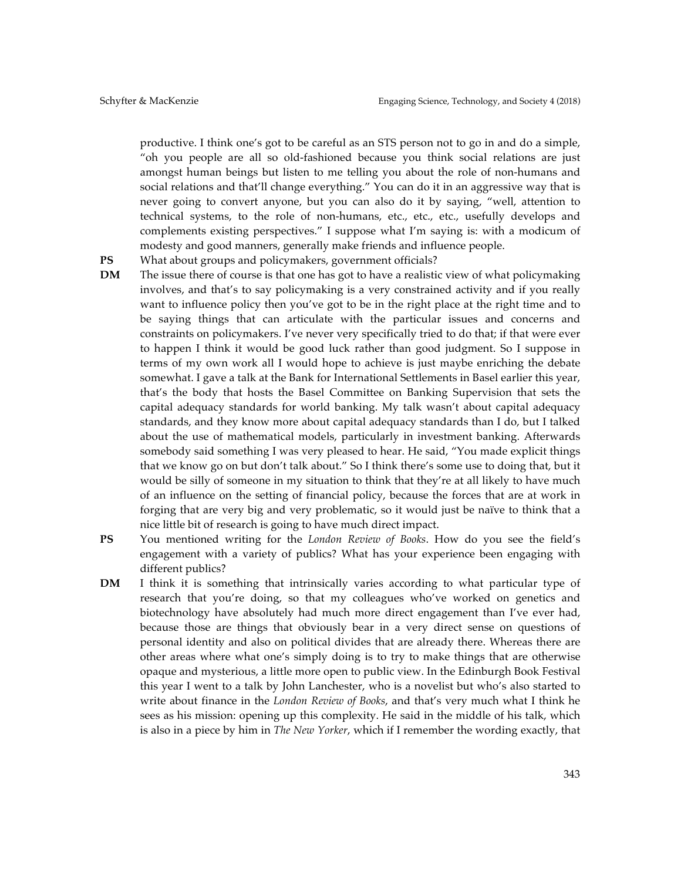productive. I think one's got to be careful as an STS person not to go in and do a simple, "oh you people are all so old-fashioned because you think social relations are just amongst human beings but listen to me telling you about the role of non-humans and social relations and that'll change everything." You can do it in an aggressive way that is never going to convert anyone, but you can also do it by saying, "well, attention to technical systems, to the role of non-humans, etc., etc., etc., usefully develops and complements existing perspectives." I suppose what I'm saying is: with a modicum of modesty and good manners, generally make friends and influence people.

**PS** What about groups and policymakers, government officials?

**DM** The issue there of course is that one has got to have a realistic view of what policymaking involves, and that's to say policymaking is a very constrained activity and if you really want to influence policy then you've got to be in the right place at the right time and to be saying things that can articulate with the particular issues and concerns and constraints on policymakers. I've never very specifically tried to do that; if that were ever to happen I think it would be good luck rather than good judgment. So I suppose in terms of my own work all I would hope to achieve is just maybe enriching the debate somewhat. I gave a talk at the Bank for International Settlements in Basel earlier this year, that's the body that hosts the Basel Committee on Banking Supervision that sets the capital adequacy standards for world banking. My talk wasn't about capital adequacy standards, and they know more about capital adequacy standards than I do, but I talked about the use of mathematical models, particularly in investment banking. Afterwards somebody said something I was very pleased to hear. He said, "You made explicit things that we know go on but don't talk about." So I think there's some use to doing that, but it would be silly of someone in my situation to think that they're at all likely to have much of an influence on the setting of financial policy, because the forces that are at work in forging that are very big and very problematic, so it would just be naïve to think that a nice little bit of research is going to have much direct impact.

**PS** You mentioned writing for the *London Review of Books*. How do you see the field's engagement with a variety of publics? What has your experience been engaging with different publics?

**DM** I think it is something that intrinsically varies according to what particular type of research that you're doing, so that my colleagues who've worked on genetics and biotechnology have absolutely had much more direct engagement than I've ever had, because those are things that obviously bear in a very direct sense on questions of personal identity and also on political divides that are already there. Whereas there are other areas where what one's simply doing is to try to make things that are otherwise opaque and mysterious, a little more open to public view. In the Edinburgh Book Festival this year I went to a talk by John Lanchester, who is a novelist but who's also started to write about finance in the *London Review of Books*, and that's very much what I think he sees as his mission: opening up this complexity. He said in the middle of his talk, which is also in a piece by him in *The New Yorker*, which if I remember the wording exactly, that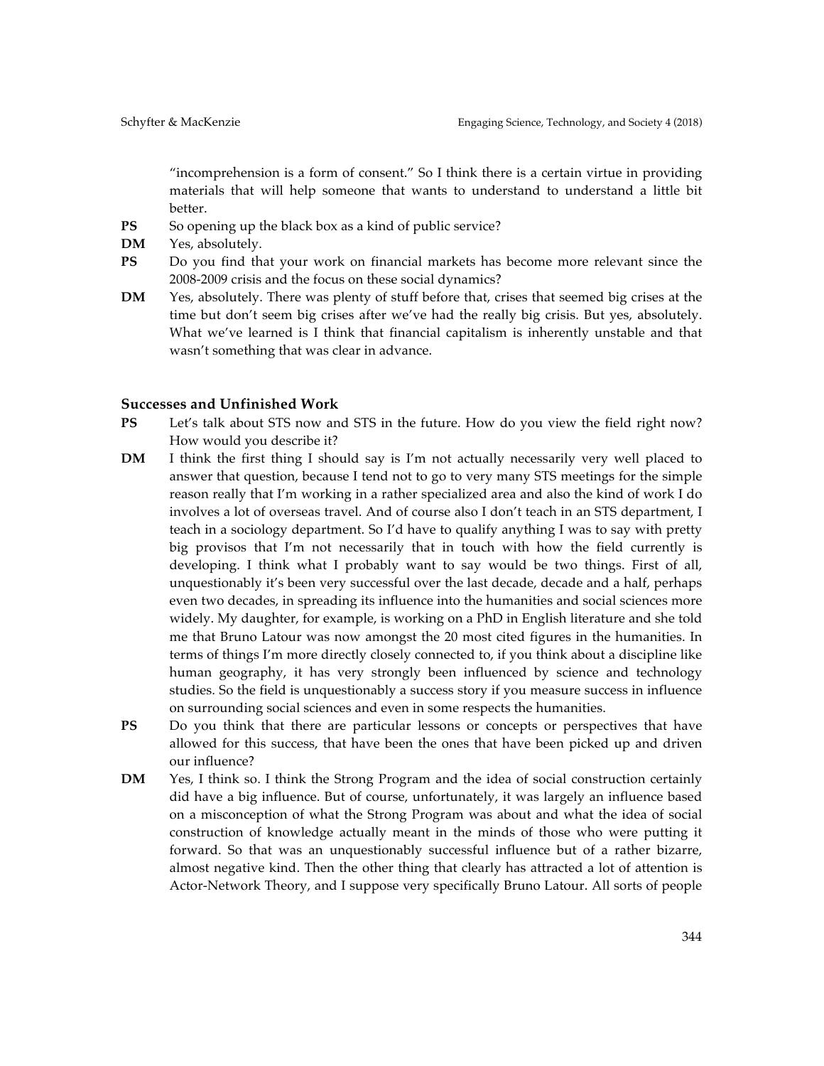"incomprehension is a form of consent." So I think there is a certain virtue in providing materials that will help someone that wants to understand to understand a little bit better.

**PS** So opening up the black box as a kind of public service?

**DM** Yes, absolutely.

**PS** Do you find that your work on financial markets has become more relevant since the 2008-2009 crisis and the focus on these social dynamics?

**DM** Yes, absolutely. There was plenty of stuff before that, crises that seemed big crises at the time but don't seem big crises after we've had the really big crisis. But yes, absolutely. What we've learned is I think that financial capitalism is inherently unstable and that wasn't something that was clear in advance.

### Successes and Unfinished Work

**PS** Let's talk about STS now and STS in the future. How do you view the field right now? How would you describe it?

**DM** I think the first thing I should say is I'm not actually necessarily very well placed to answer that question, because I tend not to go to very many STS meetings for the simple reason really that I'm working in a rather specialized area and also the kind of work I do involves a lot of overseas travel. And of course also I don't teach in an STS department, I teach in a sociology department. So I'd have to qualify anything I was to say with pretty big provisos that I'm not necessarily that in touch with how the field currently is developing. I think what I probably want to say would be two things. First of all, unquestionably it's been very successful over the last decade, decade and a half, perhaps even two decades, in spreading its influence into the humanities and social sciences more widely. My daughter, for example, is working on a PhD in English literature and she told me that Bruno Latour was now amongst the 20 most cited figures in the humanities. In terms of things I'm more directly closely connected to, if you think about a discipline like human geography, it has very strongly been influenced by science and technology studies. So the field is unquestionably a success story if you measure success in influence on surrounding social sciences and even in some respects the humanities.

**PS** Do you think that there are particular lessons or concepts or perspectives that have allowed for this success, that have been the ones that have been picked up and driven our influence?

**DM** Yes, I think so. I think the Strong Program and the idea of social construction certainly did have a big influence. But of course, unfortunately, it was largely an influence based on a misconception of what the Strong Program was about and what the idea of social construction of knowledge actually meant in the minds of those who were putting it forward. So that was an unquestionably successful influence but of a rather bizarre, almost negative kind. Then the other thing that clearly has attracted a lot of attention is Actor-Network Theory, and I suppose very specifically Bruno Latour. All sorts of people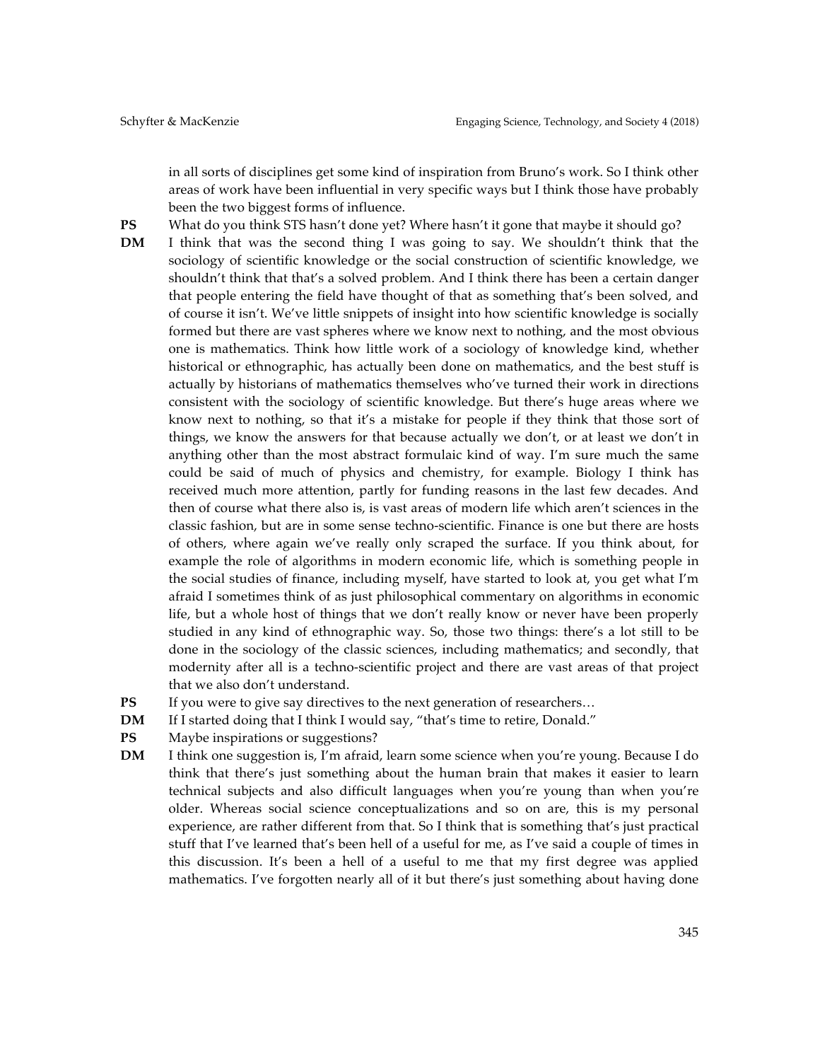in all sorts of disciplines get some kind of inspiration from Bruno's work. So I think other areas of work have been influential in very specific ways but I think those have probably been the two biggest forms of influence.

**PS** What do you think STS hasn't done yet? Where hasn't it gone that maybe it should go?

**DM** I think that was the second thing I was going to say. We shouldn't think that the sociology of scientific knowledge or the social construction of scientific knowledge, we shouldn't think that that's a solved problem. And I think there has been a certain danger that people entering the field have thought of that as something that's been solved, and of course it isn't. We've little snippets of insight into how scientific knowledge is socially formed but there are vast spheres where we know next to nothing, and the most obvious one is mathematics. Think how little work of a sociology of knowledge kind, whether historical or ethnographic, has actually been done on mathematics, and the best stuff is actually by historians of mathematics themselves who've turned their work in directions consistent with the sociology of scientific knowledge. But there's huge areas where we know next to nothing, so that it's a mistake for people if they think that those sort of things, we know the answers for that because actually we don't, or at least we don't in anything other than the most abstract formulaic kind of way. I'm sure much the same could be said of much of physics and chemistry, for example. Biology I think has received much more attention, partly for funding reasons in the last few decades. And then of course what there also is, is vast areas of modern life which aren't sciences in the classic fashion, but are in some sense techno-scientific. Finance is one but there are hosts of others, where again we've really only scraped the surface. If you think about, for example the role of algorithms in modern economic life, which is something people in the social studies of finance, including myself, have started to look at, you get what I'm afraid I sometimes think of as just philosophical commentary on algorithms in economic life, but a whole host of things that we don't really know or never have been properly studied in any kind of ethnographic way. So, those two things: there's a lot still to be done in the sociology of the classic sciences, including mathematics; and secondly, that modernity after all is a techno-scientific project and there are vast areas of that project that we also don't understand.

**PS** If you were to give say directives to the next generation of researchers…

**DM** If I started doing that I think I would say, "that's time to retire, Donald."

**PS** Maybe inspirations or suggestions?

**DM** I think one suggestion is, I'm afraid, learn some science when you're young. Because I do think that there's just something about the human brain that makes it easier to learn technical subjects and also difficult languages when you're young than when you're older. Whereas social science conceptualizations and so on are, this is my personal experience, are rather different from that. So I think that is something that's just practical stuff that I've learned that's been hell of a useful for me, as I've said a couple of times in this discussion. It's been a hell of a useful to me that my first degree was applied mathematics. I've forgotten nearly all of it but there's just something about having done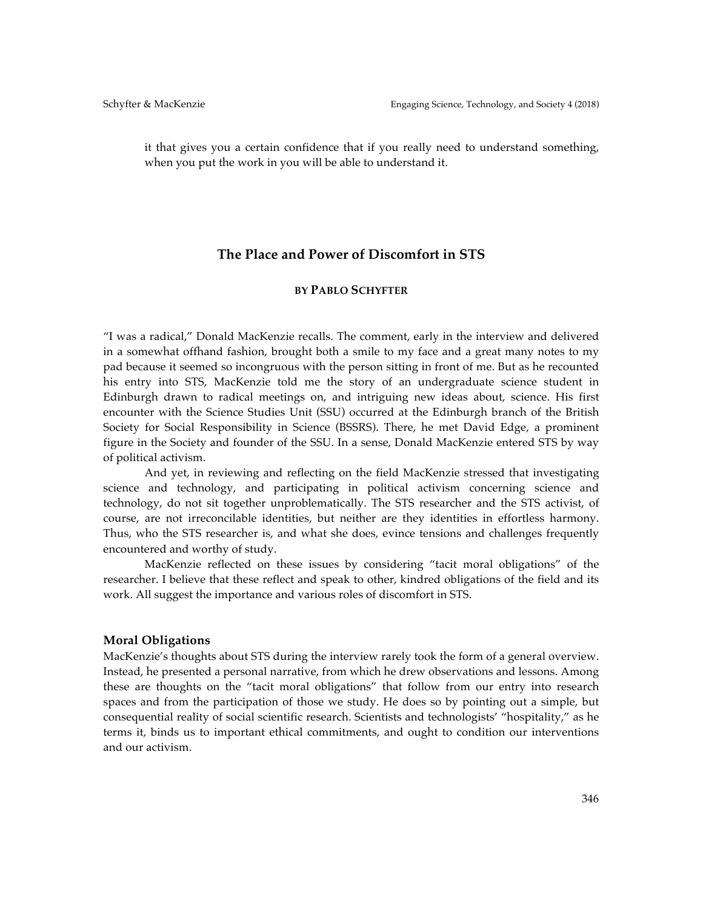it that gives you a certain confidence that if you really need to understand something, when you put the work in you will be able to understand it.

## The Place and Power of Discomfort in STS

**BY PABLO SCHYFTER**

"I was a radical," Donald MacKenzie recalls. The comment, early in the interview and delivered in a somewhat offhand fashion, brought both a smile to my face and a great many notes to my pad because it seemed so incongruous with the person sitting in front of me. But as he recounted his entry into STS, MacKenzie told me the story of an undergraduate science student in Edinburgh drawn to radical meetings on, and intriguing new ideas about, science. His first encounter with the Science Studies Unit (SSU) occurred at the Edinburgh branch of the British Society for Social Responsibility in Science (BSSRS). There, he met David Edge, a prominent figure in the Society and founder of the SSU. In a sense, Donald MacKenzie entered STS by way of political activism.

And yet, in reviewing and reflecting on the field MacKenzie stressed that investigating science and technology, and participating in political activism concerning science and technology, do not sit together unproblematically. The STS researcher and the STS activist, of course, are not irreconcilable identities, but neither are they identities in effortless harmony. Thus, who the STS researcher is, and what she does, evince tensions and challenges frequently encountered and worthy of study.

MacKenzie reflected on these issues by considering "tacit moral obligations" of the researcher. I believe that these reflect and speak to other, kindred obligations of the field and its work. All suggest the importance and various roles of discomfort in STS.

### Moral Obligations

MacKenzie's thoughts about STS during the interview rarely took the form of a general overview. Instead, he presented a personal narrative, from which he drew observations and lessons. Among these are thoughts on the "tacit moral obligations" that follow from our entry into research spaces and from the participation of those we study. He does so by pointing out a simple, but consequential reality of social scientific research. Scientists and technologists' "hospitality," as he terms it, binds us to important ethical commitments, and ought to condition our interventions and our activism.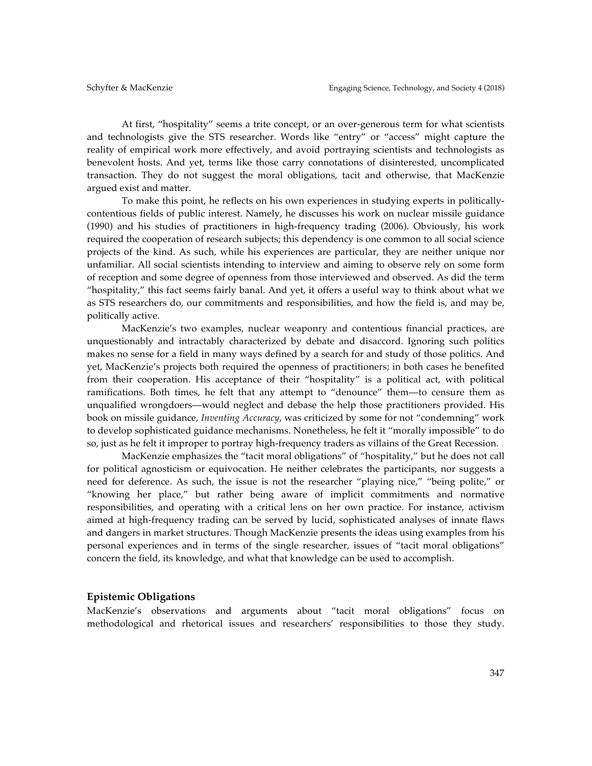At first, "hospitality" seems a trite concept, or an over-generous term for what scientists and technologists give the STS researcher. Words like "entry" or "access" might capture the reality of empirical work more effectively, and avoid portraying scientists and technologists as benevolent hosts. And yet, terms like those carry connotations of disinterested, uncomplicated transaction. They do not suggest the moral obligations, tacit and otherwise, that MacKenzie argued exist and matter.

To make this point, he reflects on his own experiences in studying experts in politically-contentious fields of public interest. Namely, he discusses his work on nuclear missile guidance (1990) and his studies of practitioners in high-frequency trading (2006). Obviously, his work required the cooperation of research subjects; this dependency is one common to all social science projects of the kind. As such, while his experiences are particular, they are neither unique nor unfamiliar. All social scientists intending to interview and aiming to observe rely on some form of reception and some degree of openness from those interviewed and observed. As did the term "hospitality," this fact seems fairly banal. And yet, it offers a useful way to think about what we as STS researchers do, our commitments and responsibilities, and how the field is, and may be, politically active.

MacKenzie's two examples, nuclear weaponry and contentious financial practices, are unquestionably and intractably characterized by debate and disaccord. Ignoring such politics makes no sense for a field in many ways defined by a search for and study of those politics. And yet, MacKenzie's projects both required the openness of practitioners; in both cases he benefited from their cooperation. His acceptance of their "hospitality" is a political act, with political ramifications. Both times, he felt that any attempt to "denounce" them—to censure them as unqualified wrongdoers—would neglect and debase the help those practitioners provided. His book on missile guidance, *Inventing Accuracy*, was criticized by some for not "condemning" work to develop sophisticated guidance mechanisms. Nonetheless, he felt it "morally impossible" to do so, just as he felt it improper to portray high-frequency traders as villains of the Great Recession.

MacKenzie emphasizes the "tacit moral obligations" of "hospitality," but he does not call for political agnosticism or equivocation. He neither celebrates the participants, nor suggests a need for deference. As such, the issue is not the researcher "playing nice," "being polite," or "knowing her place," but rather being aware of implicit commitments and normative responsibilities, and operating with a critical lens on her own practice. For instance, activism aimed at high-frequency trading can be served by lucid, sophisticated analyses of innate flaws and dangers in market structures. Though MacKenzie presents the ideas using examples from his personal experiences and in terms of the single researcher, issues of "tacit moral obligations" concern the field, its knowledge, and what that knowledge can be used to accomplish.

## Epistemic Obligations

MacKenzie's observations and arguments about "tacit moral obligations" focus on methodological and rhetorical issues and researchers' responsibilities to those they study.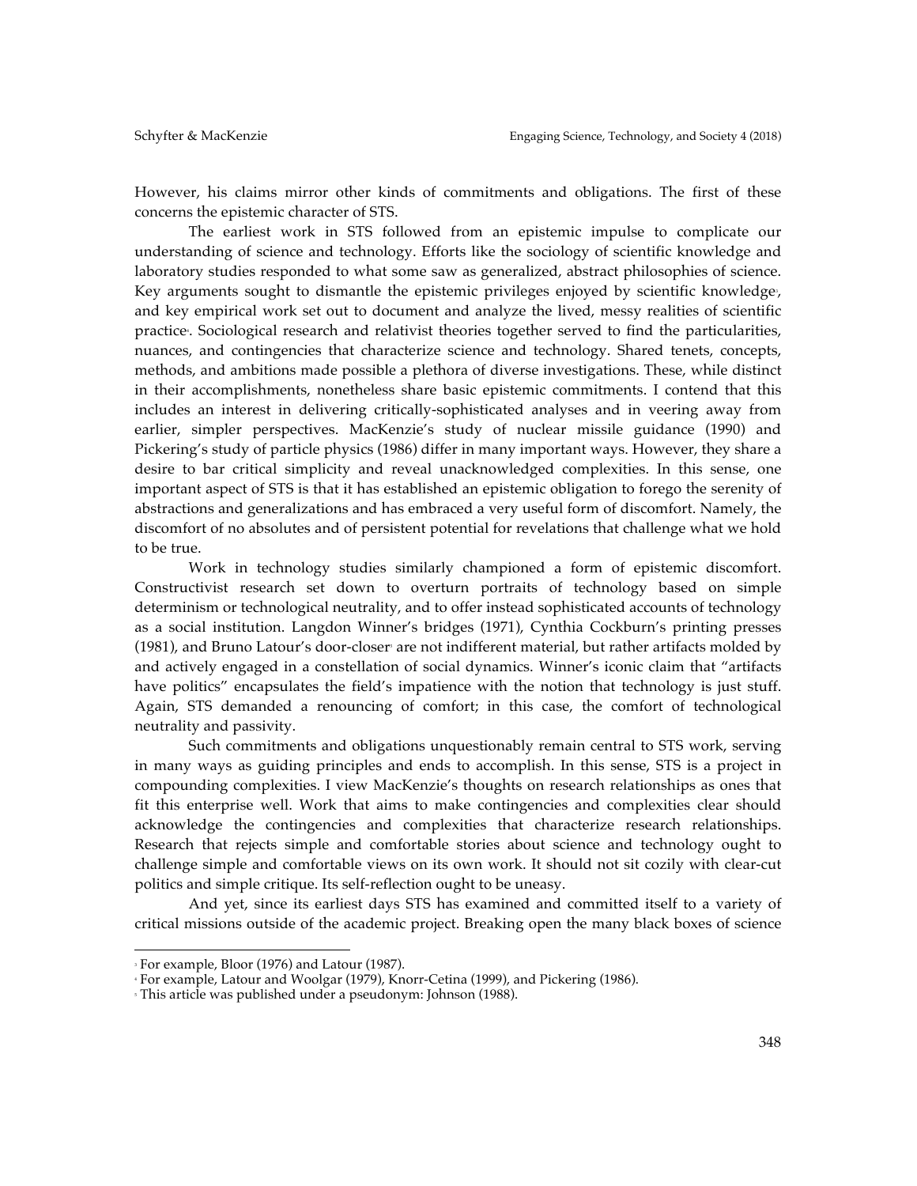However, his claims mirror other kinds of commitments and obligations. The first of these concerns the epistemic character of STS.

The earliest work in STS followed from an epistemic impulse to complicate our understanding of science and technology. Efforts like the sociology of scientific knowledge and laboratory studies responded to what some saw as generalized, abstract philosophies of science. Key arguments sought to dismantle the epistemic privileges enjoyed by scientific knowledge[3], and key empirical work set out to document and analyze the lived, messy realities of scientific practice[4]. Sociological research and relativist theories together served to find the particularities, nuances, and contingencies that characterize science and technology. Shared tenets, concepts, methods, and ambitions made possible a plethora of diverse investigations. These, while distinct in their accomplishments, nonetheless share basic epistemic commitments. I contend that this includes an interest in delivering critically-sophisticated analyses and in veering away from earlier, simpler perspectives. MacKenzie's study of nuclear missile guidance (1990) and Pickering's study of particle physics (1986) differ in many important ways. However, they share a desire to bar critical simplicity and reveal unacknowledged complexities. In this sense, one important aspect of STS is that it has established an epistemic obligation to forego the serenity of abstractions and generalizations and has embraced a very useful form of discomfort. Namely, the discomfort of no absolutes and of persistent potential for revelations that challenge what we hold to be true.

Work in technology studies similarly championed a form of epistemic discomfort. Constructivist research set down to overturn portraits of technology based on simple determinism or technological neutrality, and to offer instead sophisticated accounts of technology as a social institution. Langdon Winner's bridges (1971), Cynthia Cockburn's printing presses (1981), and Bruno Latour's door-closer[5] are not indifferent material, but rather artifacts molded by and actively engaged in a constellation of social dynamics. Winner's iconic claim that "artifacts have politics" encapsulates the field's impatience with the notion that technology is just stuff. Again, STS demanded a renouncing of comfort; in this case, the comfort of technological neutrality and passivity.

Such commitments and obligations unquestionably remain central to STS work, serving in many ways as guiding principles and ends to accomplish. In this sense, STS is a project in compounding complexities. I view MacKenzie's thoughts on research relationships as ones that fit this enterprise well. Work that aims to make contingencies and complexities clear should acknowledge the contingencies and complexities that characterize research relationships. Research that rejects simple and comfortable stories about science and technology ought to challenge simple and comfortable views on its own work. It should not sit cozily with clear-cut politics and simple critique. Its self-reflection ought to be uneasy.

And yet, since its earliest days STS has examined and committed itself to a variety of critical missions outside of the academic project. Breaking open the many black boxes of science

---

[3] For example, Bloor (1976) and Latour (1987).

[4] For example, Latour and Woolgar (1979), Knorr-Cetina (1999), and Pickering (1986).

[5] This article was published under a pseudonym: Johnson (1988).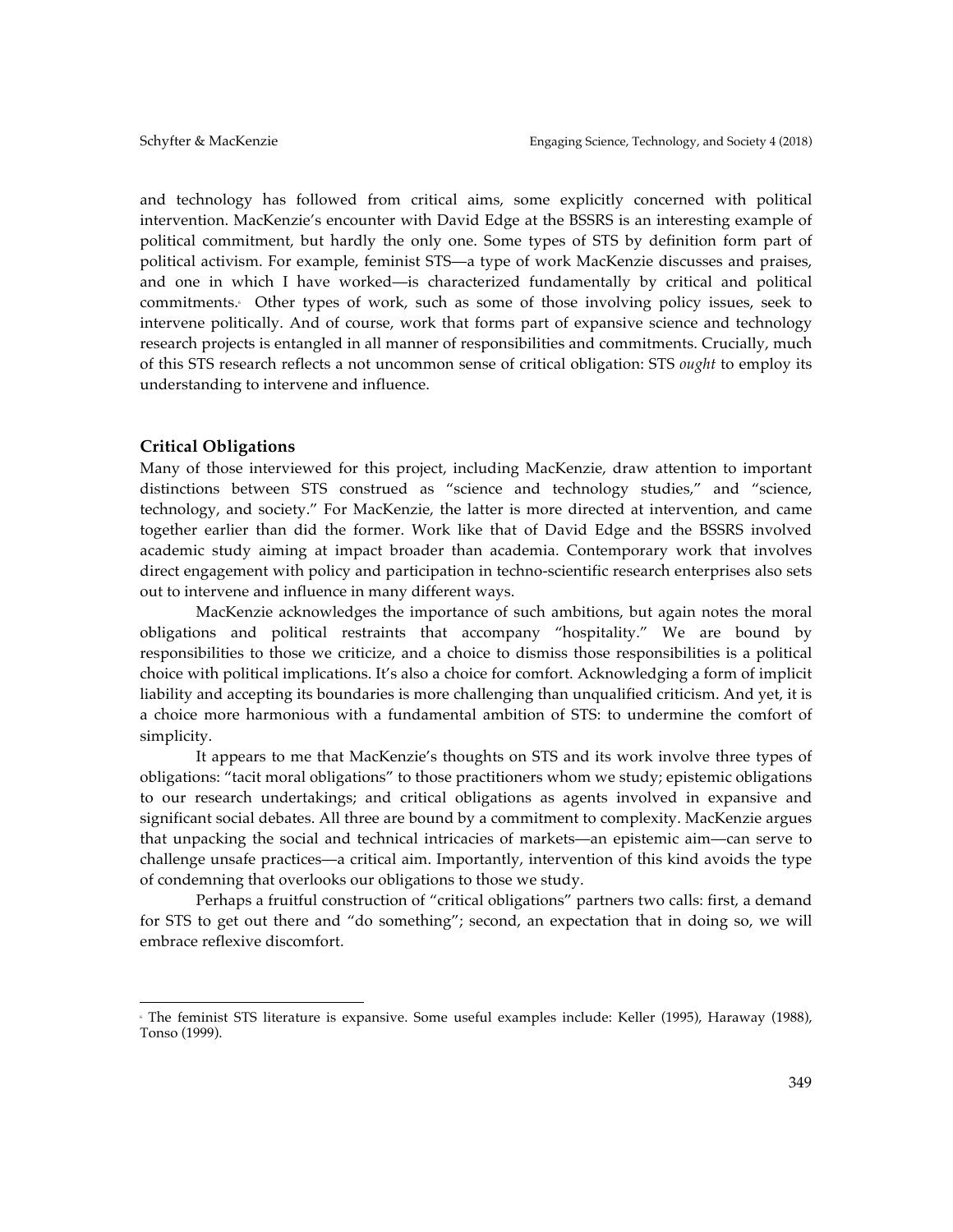and technology has followed from critical aims, some explicitly concerned with political intervention. MacKenzie's encounter with David Edge at the BSSRS is an interesting example of political commitment, but hardly the only one. Some types of STS by definition form part of political activism. For example, feminist STS—a type of work MacKenzie discusses and praises, and one in which I have worked—is characterized fundamentally by critical and political commitments.[6] Other types of work, such as some of those involving policy issues, seek to intervene politically. And of course, work that forms part of expansive science and technology research projects is entangled in all manner of responsibilities and commitments. Crucially, much of this STS research reflects a not uncommon sense of critical obligation: STS *ought* to employ its understanding to intervene and influence.

## Critical Obligations

Many of those interviewed for this project, including MacKenzie, draw attention to important distinctions between STS construed as "science and technology studies," and "science, technology, and society." For MacKenzie, the latter is more directed at intervention, and came together earlier than did the former. Work like that of David Edge and the BSSRS involved academic study aiming at impact broader than academia. Contemporary work that involves direct engagement with policy and participation in techno-scientific research enterprises also sets out to intervene and influence in many different ways.

MacKenzie acknowledges the importance of such ambitions, but again notes the moral obligations and political restraints that accompany "hospitality." We are bound by responsibilities to those we criticize, and a choice to dismiss those responsibilities is a political choice with political implications. It's also a choice for comfort. Acknowledging a form of implicit liability and accepting its boundaries is more challenging than unqualified criticism. And yet, it is a choice more harmonious with a fundamental ambition of STS: to undermine the comfort of simplicity.

It appears to me that MacKenzie's thoughts on STS and its work involve three types of obligations: "tacit moral obligations" to those practitioners whom we study; epistemic obligations to our research undertakings; and critical obligations as agents involved in expansive and significant social debates. All three are bound by a commitment to complexity. MacKenzie argues that unpacking the social and technical intricacies of markets—an epistemic aim—can serve to challenge unsafe practices—a critical aim. Importantly, intervention of this kind avoids the type of condemning that overlooks our obligations to those we study.

Perhaps a fruitful construction of "critical obligations" partners two calls: first, a demand for STS to get out there and "do something"; second, an expectation that in doing so, we will embrace reflexive discomfort.

---

[6] The feminist STS literature is expansive. Some useful examples include: Keller (1995), Haraway (1988), Tonso (1999).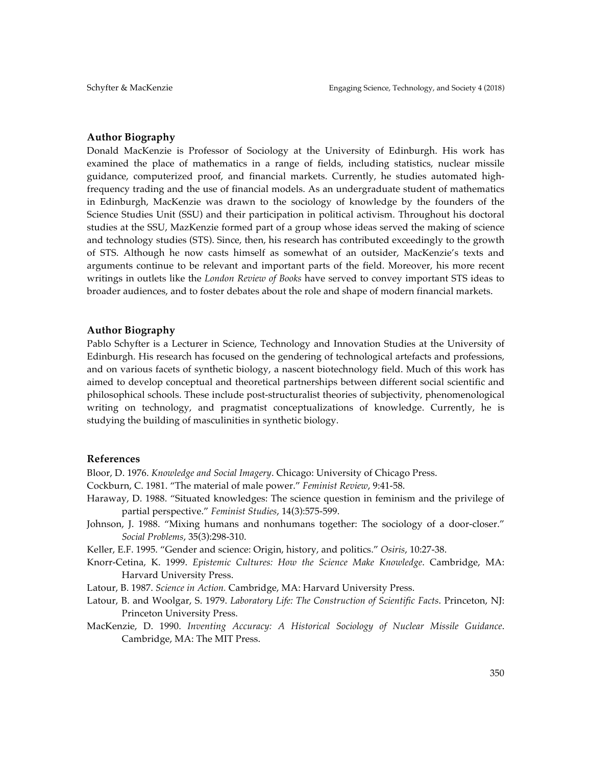## Author Biography

Donald MacKenzie is Professor of Sociology at the University of Edinburgh. His work has examined the place of mathematics in a range of fields, including statistics, nuclear missile guidance, computerized proof, and financial markets. Currently, he studies automated high-frequency trading and the use of financial models. As an undergraduate student of mathematics in Edinburgh, MacKenzie was drawn to the sociology of knowledge by the founders of the Science Studies Unit (SSU) and their participation in political activism. Throughout his doctoral studies at the SSU, MazKenzie formed part of a group whose ideas served the making of science and technology studies (STS). Since, then, his research has contributed exceedingly to the growth of STS. Although he now casts himself as somewhat of an outsider, MacKenzie's texts and arguments continue to be relevant and important parts of the field. Moreover, his more recent writings in outlets like the *London Review of Books* have served to convey important STS ideas to broader audiences, and to foster debates about the role and shape of modern financial markets.

## Author Biography

Pablo Schyfter is a Lecturer in Science, Technology and Innovation Studies at the University of Edinburgh. His research has focused on the gendering of technological artefacts and professions, and on various facets of synthetic biology, a nascent biotechnology field. Much of this work has aimed to develop conceptual and theoretical partnerships between different social scientific and philosophical schools. These include post-structuralist theories of subjectivity, phenomenological writing on technology, and pragmatist conceptualizations of knowledge. Currently, he is studying the building of masculinities in synthetic biology.

## References

Bloor, D. 1976. *Knowledge and Social Imagery*. Chicago: University of Chicago Press.

Cockburn, C. 1981. "The material of male power." *Feminist Review*, 9:41-58.

Haraway, D. 1988. "Situated knowledges: The science question in feminism and the privilege of partial perspective." *Feminist Studies*, 14(3):575-599.

Johnson, J. 1988. "Mixing humans and nonhumans together: The sociology of a door-closer." *Social Problems*, 35(3):298-310.

Keller, E.F. 1995. "Gender and science: Origin, history, and politics." *Osiris*, 10:27-38.

Knorr-Cetina, K. 1999. *Epistemic Cultures: How the Science Make Knowledge*. Cambridge, MA: Harvard University Press.

Latour, B. 1987. *Science in Action.* Cambridge, MA: Harvard University Press.

Latour, B. and Woolgar, S. 1979. *Laboratory Life: The Construction of Scientific Facts*. Princeton, NJ: Princeton University Press.

MacKenzie, D. 1990. *Inventing Accuracy: A Historical Sociology of Nuclear Missile Guidance*. Cambridge, MA: The MIT Press.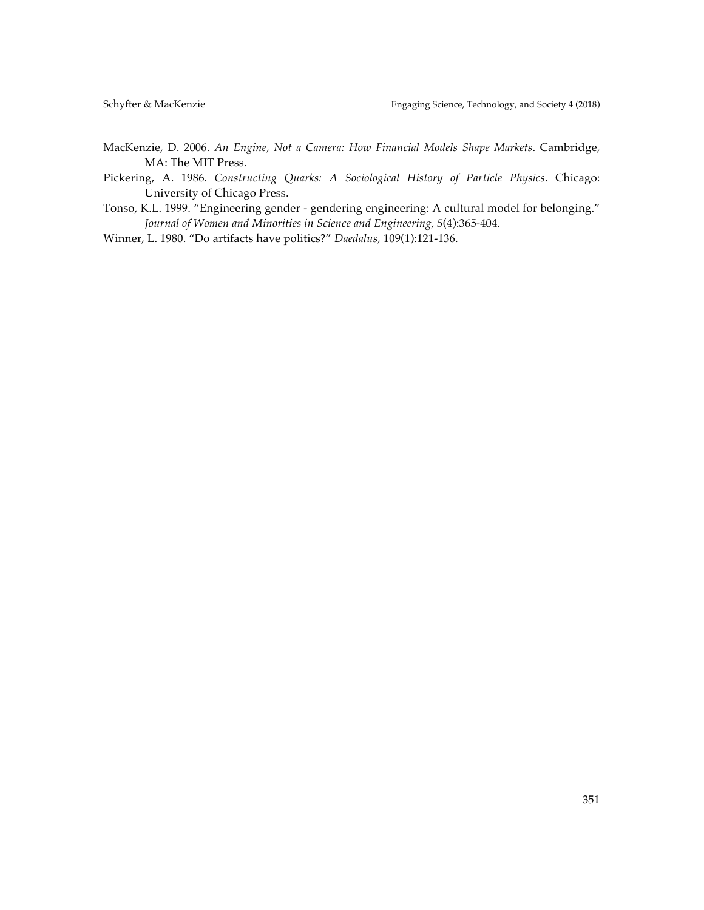MacKenzie, D. 2006. *An Engine, Not a Camera: How Financial Models Shape Markets*. Cambridge, MA: The MIT Press.

Pickering, A. 1986. *Constructing Quarks: A Sociological History of Particle Physics*. Chicago: University of Chicago Press.

Tonso, K.L. 1999. "Engineering gender - gendering engineering: A cultural model for belonging." *Journal of Women and Minorities in Science and Engineering, 5*(4):365-404.

Winner, L. 1980. "Do artifacts have politics?" *Daedalus,* 109(1):121-136.